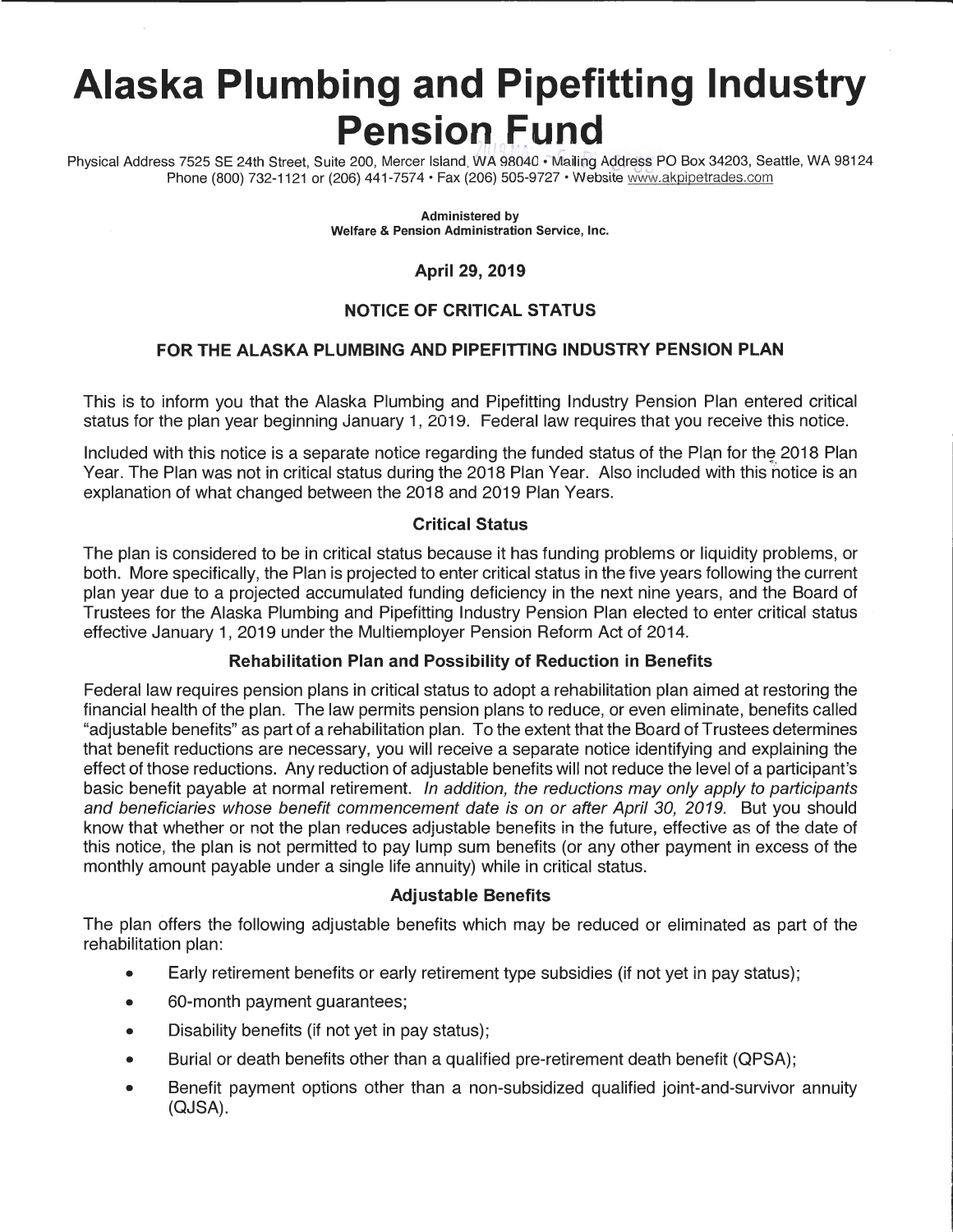# Alaska Plumbing and Pipefitting Industry Pension Fund

Physical Address 7525 SE 24th Street, Suite 200, Mercer Island, WA 98040 • Mailing Address PO Box 34203, Seattle, WA 98124
Phone (800) 732-1121 or (206) 441-7574 • Fax (206) 505-9727 • Website www.akpipetrades.com

**Administered by**
**Welfare & Pension Administration Service, Inc.**

**April 29, 2019**

**NOTICE OF CRITICAL STATUS**

**FOR THE ALASKA PLUMBING AND PIPEFITTING INDUSTRY PENSION PLAN**

This is to inform you that the Alaska Plumbing and Pipefitting Industry Pension Plan entered critical status for the plan year beginning January 1, 2019. Federal law requires that you receive this notice.

Included with this notice is a separate notice regarding the funded status of the Plan for the 2018 Plan Year. The Plan was not in critical status during the 2018 Plan Year. Also included with this notice is an explanation of what changed between the 2018 and 2019 Plan Years.

### Critical Status

The plan is considered to be in critical status because it has funding problems or liquidity problems, or both. More specifically, the Plan is projected to enter critical status in the five years following the current plan year due to a projected accumulated funding deficiency in the next nine years, and the Board of Trustees for the Alaska Plumbing and Pipefitting Industry Pension Plan elected to enter critical status effective January 1, 2019 under the Multiemployer Pension Reform Act of 2014.

### Rehabilitation Plan and Possibility of Reduction in Benefits

Federal law requires pension plans in critical status to adopt a rehabilitation plan aimed at restoring the financial health of the plan. The law permits pension plans to reduce, or even eliminate, benefits called "adjustable benefits" as part of a rehabilitation plan. To the extent that the Board of Trustees determines that benefit reductions are necessary, you will receive a separate notice identifying and explaining the effect of those reductions. Any reduction of adjustable benefits will not reduce the level of a participant's basic benefit payable at normal retirement. *In addition, the reductions may only apply to participants and beneficiaries whose benefit commencement date is on or after April 30, 2019.* But you should know that whether or not the plan reduces adjustable benefits in the future, effective as of the date of this notice, the plan is not permitted to pay lump sum benefits (or any other payment in excess of the monthly amount payable under a single life annuity) while in critical status.

### Adjustable Benefits

The plan offers the following adjustable benefits which may be reduced or eliminated as part of the rehabilitation plan:

- Early retirement benefits or early retirement type subsidies (if not yet in pay status);
- 60-month payment guarantees;
- Disability benefits (if not yet in pay status);
- Burial or death benefits other than a qualified pre-retirement death benefit (QPSA);
- Benefit payment options other than a non-subsidized qualified joint-and-survivor annuity (QJSA).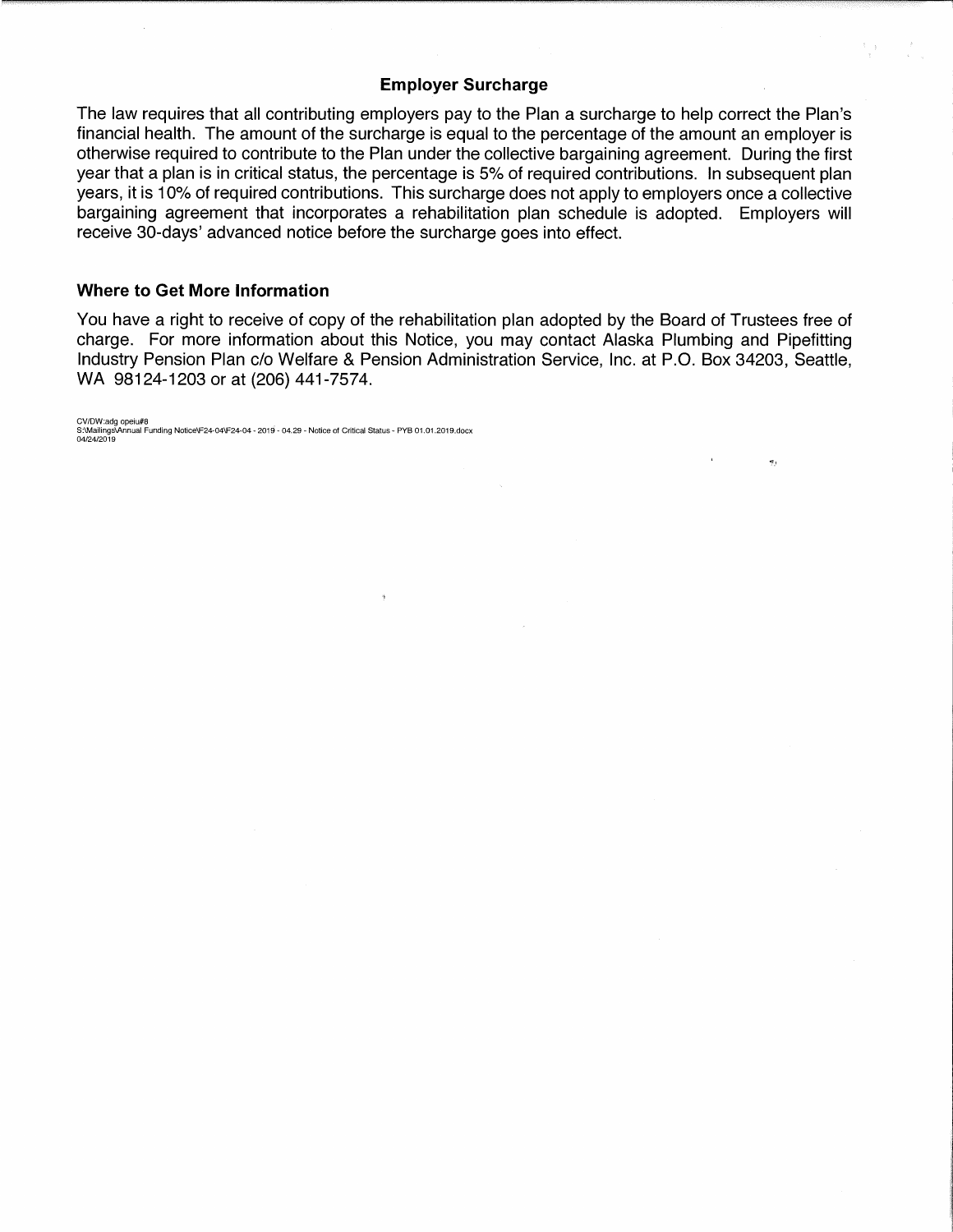## Employer Surcharge

The law requires that all contributing employers pay to the Plan a surcharge to help correct the Plan's financial health. The amount of the surcharge is equal to the percentage of the amount an employer is otherwise required to contribute to the Plan under the collective bargaining agreement. During the first year that a plan is in critical status, the percentage is 5% of required contributions. In subsequent plan years, it is 10% of required contributions. This surcharge does not apply to employers once a collective bargaining agreement that incorporates a rehabilitation plan schedule is adopted. Employers will receive 30-days' advanced notice before the surcharge goes into effect.

## Where to Get More Information

You have a right to receive of copy of the rehabilitation plan adopted by the Board of Trustees free of charge. For more information about this Notice, you may contact Alaska Plumbing and Pipefitting Industry Pension Plan c/o Welfare & Pension Administration Service, Inc. at P.O. Box 34203, Seattle, WA 98124-1203 or at (206) 441-7574.

CV/DW:adg opeiu#8
S:\Mailings\Annual Funding Notice\F24-04\F24-04 - 2019 - 04.29 - Notice of Critical Status - PYB 01.01.2019.docx
04/24/2019